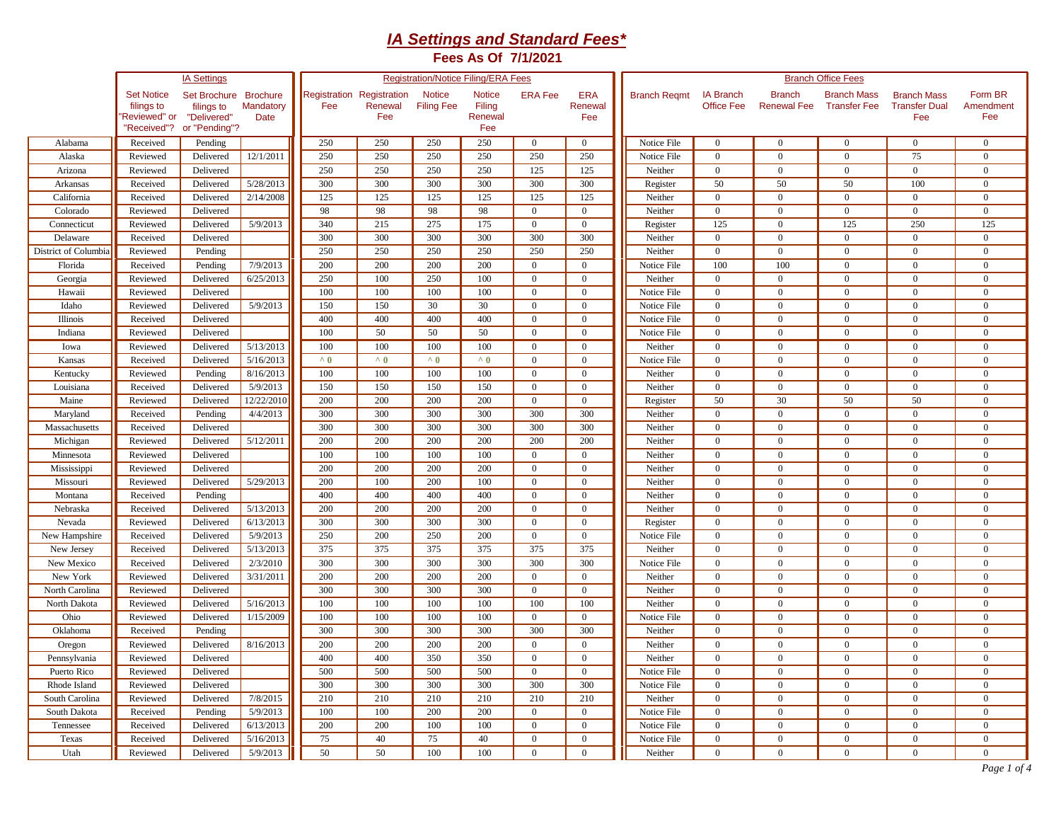# *IA Settings and Standard Fees**

## Fees As Of 7/1/2021

| | IA Settings | | | Registration/Notice Filing/ERA Fees | | | | | | Branch Office Fees | | | | | |
|---|---|---|---|---|---|---|---|---|---|---|---|---|---|---|---|
| | Set Notice filings to "Reviewed" or "Received"? | Set Brochure filings to "Delivered" or "Pending"? | Brochure Mandatory Date | Registration Fee | Registration Renewal Fee | Notice Filing Fee | Notice Filing Renewal Fee | ERA Fee | ERA Renewal Fee | Branch Reqmt | IA Branch Office Fee | Branch Renewal Fee | Branch Mass Transfer Fee | Branch Mass Transfer Dual Fee | Form BR Amendment Fee |
| Alabama | Received | Pending | | 250 | 250 | 250 | 250 | 0 | 0 | Notice File | 0 | 0 | 0 | 0 | 0 |
| Alaska | Reviewed | Delivered | 12/1/2011 | 250 | 250 | 250 | 250 | 250 | 250 | Notice File | 0 | 0 | 0 | 75 | 0 |
| Arizona | Reviewed | Delivered | | 250 | 250 | 250 | 250 | 125 | 125 | Neither | 0 | 0 | 0 | 0 | 0 |
| Arkansas | Received | Delivered | 5/28/2013 | 300 | 300 | 300 | 300 | 300 | 300 | Register | 50 | 50 | 50 | 100 | 0 |
| California | Received | Delivered | 2/14/2008 | 125 | 125 | 125 | 125 | 125 | 125 | Neither | 0 | 0 | 0 | 0 | 0 |
| Colorado | Reviewed | Delivered | | 98 | 98 | 98 | 98 | 0 | 0 | Neither | 0 | 0 | 0 | 0 | 0 |
| Connecticut | Reviewed | Delivered | 5/9/2013 | 340 | 215 | 275 | 175 | 0 | 0 | Register | 125 | 0 | 125 | 250 | 125 |
| Delaware | Received | Delivered | | 300 | 300 | 300 | 300 | 300 | 300 | Neither | 0 | 0 | 0 | 0 | 0 |
| District of Columbia | Reviewed | Pending | | 250 | 250 | 250 | 250 | 250 | 250 | Neither | 0 | 0 | 0 | 0 | 0 |
| Florida | Received | Pending | 7/9/2013 | 200 | 200 | 200 | 200 | 0 | 0 | Notice File | 100 | 100 | 0 | 0 | 0 |
| Georgia | Reviewed | Delivered | 6/25/2013 | 250 | 100 | 250 | 100 | 0 | 0 | Neither | 0 | 0 | 0 | 0 | 0 |
| Hawaii | Reviewed | Delivered | | 100 | 100 | 100 | 100 | 0 | 0 | Notice File | 0 | 0 | 0 | 0 | 0 |
| Idaho | Reviewed | Delivered | 5/9/2013 | 150 | 150 | 30 | 30 | 0 | 0 | Notice File | 0 | 0 | 0 | 0 | 0 |
| Illinois | Received | Delivered | | 400 | 400 | 400 | 400 | 0 | 0 | Notice File | 0 | 0 | 0 | 0 | 0 |
| Indiana | Reviewed | Delivered | | 100 | 50 | 50 | 50 | 0 | 0 | Notice File | 0 | 0 | 0 | 0 | 0 |
| Iowa | Reviewed | Delivered | 5/13/2013 | 100 | 100 | 100 | 100 | 0 | 0 | Neither | 0 | 0 | 0 | 0 | 0 |
| Kansas | Received | Delivered | 5/16/2013 | ^ 0 | ^ 0 | ^ 0 | ^ 0 | 0 | 0 | Notice File | 0 | 0 | 0 | 0 | 0 |
| Kentucky | Reviewed | Pending | 8/16/2013 | 100 | 100 | 100 | 100 | 0 | 0 | Neither | 0 | 0 | 0 | 0 | 0 |
| Louisiana | Received | Delivered | 5/9/2013 | 150 | 150 | 150 | 150 | 0 | 0 | Neither | 0 | 0 | 0 | 0 | 0 |
| Maine | Reviewed | Delivered | 12/22/2010 | 200 | 200 | 200 | 200 | 0 | 0 | Register | 50 | 30 | 50 | 50 | 0 |
| Maryland | Received | Pending | 4/4/2013 | 300 | 300 | 300 | 300 | 300 | 300 | Neither | 0 | 0 | 0 | 0 | 0 |
| Massachusetts | Received | Delivered | | 300 | 300 | 300 | 300 | 300 | 300 | Neither | 0 | 0 | 0 | 0 | 0 |
| Michigan | Reviewed | Delivered | 5/12/2011 | 200 | 200 | 200 | 200 | 200 | 200 | Neither | 0 | 0 | 0 | 0 | 0 |
| Minnesota | Reviewed | Delivered | | 100 | 100 | 100 | 100 | 0 | 0 | Neither | 0 | 0 | 0 | 0 | 0 |
| Mississippi | Reviewed | Delivered | | 200 | 200 | 200 | 200 | 0 | 0 | Neither | 0 | 0 | 0 | 0 | 0 |
| Missouri | Reviewed | Delivered | 5/29/2013 | 200 | 100 | 200 | 100 | 0 | 0 | Neither | 0 | 0 | 0 | 0 | 0 |
| Montana | Received | Pending | | 400 | 400 | 400 | 400 | 0 | 0 | Neither | 0 | 0 | 0 | 0 | 0 |
| Nebraska | Received | Delivered | 5/13/2013 | 200 | 200 | 200 | 200 | 0 | 0 | Neither | 0 | 0 | 0 | 0 | 0 |
| Nevada | Reviewed | Delivered | 6/13/2013 | 300 | 300 | 300 | 300 | 0 | 0 | Register | 0 | 0 | 0 | 0 | 0 |
| New Hampshire | Received | Delivered | 5/9/2013 | 250 | 200 | 250 | 200 | 0 | 0 | Notice File | 0 | 0 | 0 | 0 | 0 |
| New Jersey | Received | Delivered | 5/13/2013 | 375 | 375 | 375 | 375 | 375 | 375 | Neither | 0 | 0 | 0 | 0 | 0 |
| New Mexico | Received | Delivered | 2/3/2010 | 300 | 300 | 300 | 300 | 300 | 300 | Notice File | 0 | 0 | 0 | 0 | 0 |
| New York | Reviewed | Delivered | 3/31/2011 | 200 | 200 | 200 | 200 | 0 | 0 | Neither | 0 | 0 | 0 | 0 | 0 |
| North Carolina | Reviewed | Delivered | | 300 | 300 | 300 | 300 | 0 | 0 | Neither | 0 | 0 | 0 | 0 | 0 |
| North Dakota | Reviewed | Delivered | 5/16/2013 | 100 | 100 | 100 | 100 | 100 | 100 | Neither | 0 | 0 | 0 | 0 | 0 |
| Ohio | Reviewed | Delivered | 1/15/2009 | 100 | 100 | 100 | 100 | 0 | 0 | Notice File | 0 | 0 | 0 | 0 | 0 |
| Oklahoma | Received | Pending | | 300 | 300 | 300 | 300 | 300 | 300 | Neither | 0 | 0 | 0 | 0 | 0 |
| Oregon | Reviewed | Delivered | 8/16/2013 | 200 | 200 | 200 | 200 | 0 | 0 | Neither | 0 | 0 | 0 | 0 | 0 |
| Pennsylvania | Reviewed | Delivered | | 400 | 400 | 350 | 350 | 0 | 0 | Neither | 0 | 0 | 0 | 0 | 0 |
| Puerto Rico | Reviewed | Delivered | | 500 | 500 | 500 | 500 | 0 | 0 | Notice File | 0 | 0 | 0 | 0 | 0 |
| Rhode Island | Reviewed | Delivered | | 300 | 300 | 300 | 300 | 300 | 300 | Notice File | 0 | 0 | 0 | 0 | 0 |
| South Carolina | Reviewed | Delivered | 7/8/2015 | 210 | 210 | 210 | 210 | 210 | 210 | Neither | 0 | 0 | 0 | 0 | 0 |
| South Dakota | Received | Pending | 5/9/2013 | 100 | 100 | 200 | 200 | 0 | 0 | Notice File | 0 | 0 | 0 | 0 | 0 |
| Tennessee | Received | Delivered | 6/13/2013 | 200 | 200 | 100 | 100 | 0 | 0 | Notice File | 0 | 0 | 0 | 0 | 0 |
| Texas | Received | Delivered | 5/16/2013 | 75 | 40 | 75 | 40 | 0 | 0 | Notice File | 0 | 0 | 0 | 0 | 0 |
| Utah | Reviewed | Delivered | 5/9/2013 | 50 | 50 | 100 | 100 | 0 | 0 | Neither | 0 | 0 | 0 | 0 | 0 |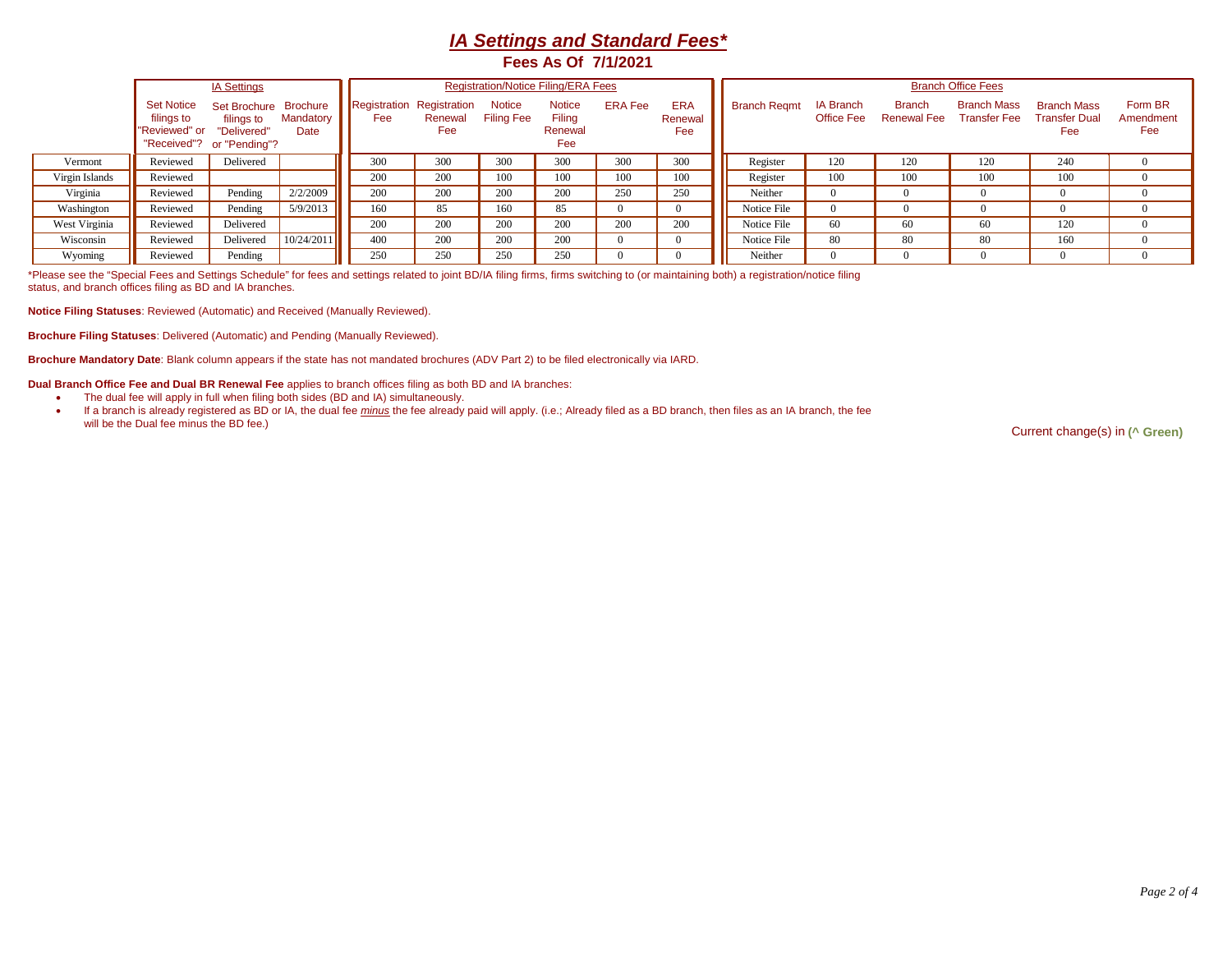# *IA Settings and Standard Fees**

## Fees As Of 7/1/2021

| | IA Settings | | | Registration/Notice Filing/ERA Fees | | | | | | Branch Office Fees | | | | | |
|---|---|---|---|---|---|---|---|---|---|---|---|---|---|---|---|
| | Set Notice filings to "Reviewed" or "Received"? | Set Brochure filings to "Delivered" or "Pending"? | Brochure Mandatory Date | Registration Fee | Registration Renewal Fee | Notice Filing Fee | Notice Filing Renewal Fee | ERA Fee | ERA Renewal Fee | Branch Reqmt | IA Branch Office Fee | Branch Renewal Fee | Branch Mass Transfer Fee | Branch Mass Transfer Dual Fee | Form BR Amendment Fee |
| Vermont | Reviewed | Delivered | | 300 | 300 | 300 | 300 | 300 | 300 | Register | 120 | 120 | 120 | 240 | 0 |
| Virgin Islands | Reviewed | | | 200 | 200 | 100 | 100 | 100 | 100 | Register | 100 | 100 | 100 | 100 | 0 |
| Virginia | Reviewed | Pending | 2/2/2009 | 200 | 200 | 200 | 200 | 250 | 250 | Neither | 0 | 0 | 0 | 0 | 0 |
| Washington | Reviewed | Pending | 5/9/2013 | 160 | 85 | 160 | 85 | 0 | 0 | Notice File | 0 | 0 | 0 | 0 | 0 |
| West Virginia | Reviewed | Delivered | | 200 | 200 | 200 | 200 | 200 | 200 | Notice File | 60 | 60 | 60 | 120 | 0 |
| Wisconsin | Reviewed | Delivered | 10/24/2011 | 400 | 200 | 200 | 200 | 0 | 0 | Notice File | 80 | 80 | 80 | 160 | 0 |
| Wyoming | Reviewed | Pending | | 250 | 250 | 250 | 250 | 0 | 0 | Neither | 0 | 0 | 0 | 0 | 0 |

*Please see the "Special Fees and Settings Schedule" for fees and settings related to joint BD/IA filing firms, firms switching to (or maintaining both) a registration/notice filing status, and branch offices filing as BD and IA branches.

**Notice Filing Statuses**: Reviewed (Automatic) and Received (Manually Reviewed).

**Brochure Filing Statuses**: Delivered (Automatic) and Pending (Manually Reviewed).

**Brochure Mandatory Date**: Blank column appears if the state has not mandated brochures (ADV Part 2) to be filed electronically via IARD.

**Dual Branch Office Fee and Dual BR Renewal Fee** applies to branch offices filing as both BD and IA branches:

- The dual fee will apply in full when filing both sides (BD and IA) simultaneously.
- If a branch is already registered as BD or IA, the dual fee *minus* the fee already paid will apply. (i.e.; Already filed as a BD branch, then files as an IA branch, the fee will be the Dual fee minus the BD fee.)

Current change(s) in **(^ Green)**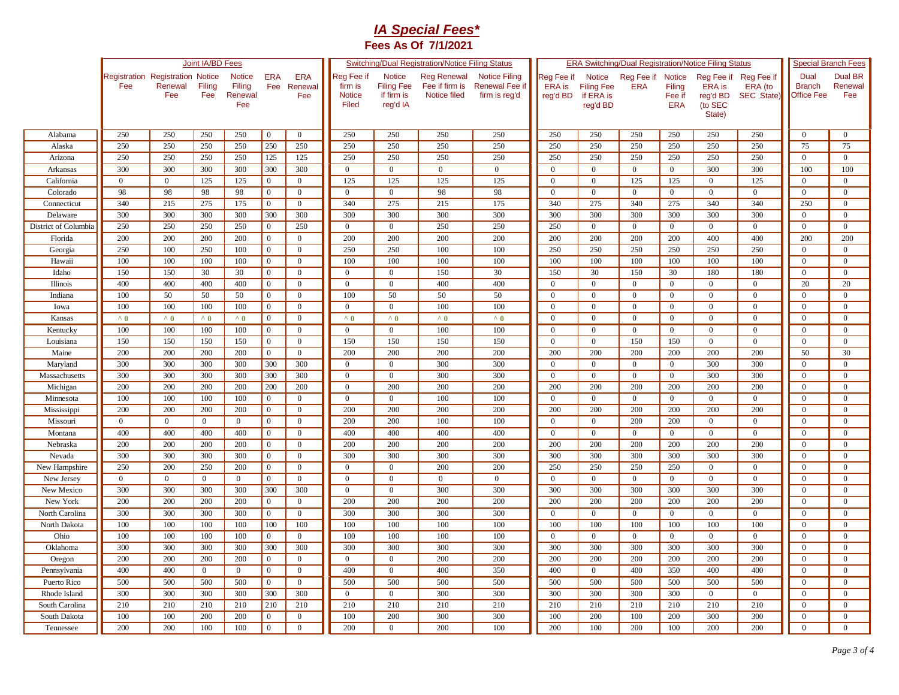# *IA Special Fees**

## Fees As Of 7/1/2021

| | Joint IA/BD Fees | | | | | | Switching/Dual Registration/Notice Filing Status | | | | ERA Switching/Dual Registration/Notice Filing Status | | | | | | Special Branch Fees | |
|---|---|---|---|---|---|---|---|---|---|---|---|---|---|---|---|---|---|---|
| | Registration Fee | Registration Renewal Fee | Notice Filing Fee | Notice Filing Renewal Fee | ERA Fee | ERA Renewal Fee | Reg Fee if firm is Notice Filed | Notice Filing Fee if firm is reg'd IA | Reg Renewal Fee if firm is Notice filed | Notice Filing Renewal Fee if firm is reg'd | Reg Fee if ERA is reg'd BD | Notice Filing Fee if ERA is reg'd BD | Reg Fee if ERA | Notice Filing Fee if ERA | Reg Fee if ERA is reg'd BD (to SEC State) | Reg Fee if ERA (to SEC State) | Dual Branch Office Fee | Dual BR Renewal Fee |
| Alabama | 250 | 250 | 250 | 250 | 0 | 0 | 250 | 250 | 250 | 250 | 250 | 250 | 250 | 250 | 250 | 250 | 0 | 0 |
| Alaska | 250 | 250 | 250 | 250 | 250 | 250 | 250 | 250 | 250 | 250 | 250 | 250 | 250 | 250 | 250 | 250 | 75 | 75 |
| Arizona | 250 | 250 | 250 | 250 | 125 | 125 | 250 | 250 | 250 | 250 | 250 | 250 | 250 | 250 | 250 | 250 | 0 | 0 |
| Arkansas | 300 | 300 | 300 | 300 | 300 | 300 | 0 | 0 | 0 | 0 | 0 | 0 | 0 | 0 | 300 | 300 | 100 | 100 |
| California | 0 | 0 | 125 | 125 | 0 | 0 | 125 | 125 | 125 | 125 | 0 | 0 | 125 | 125 | 0 | 125 | 0 | 0 |
| Colorado | 98 | 98 | 98 | 98 | 0 | 0 | 0 | 0 | 98 | 98 | 0 | 0 | 0 | 0 | 0 | 0 | 0 | 0 |
| Connecticut | 340 | 215 | 275 | 175 | 0 | 0 | 340 | 275 | 215 | 175 | 340 | 275 | 340 | 275 | 340 | 340 | 250 | 0 |
| Delaware | 300 | 300 | 300 | 300 | 300 | 300 | 300 | 300 | 300 | 300 | 300 | 300 | 300 | 300 | 300 | 300 | 0 | 0 |
| District of Columbia | 250 | 250 | 250 | 250 | 0 | 250 | 0 | 0 | 250 | 250 | 250 | 0 | 0 | 0 | 0 | 0 | 0 | 0 |
| Florida | 200 | 200 | 200 | 200 | 0 | 0 | 200 | 200 | 200 | 200 | 200 | 200 | 200 | 200 | 400 | 400 | 200 | 200 |
| Georgia | 250 | 100 | 250 | 100 | 0 | 0 | 250 | 250 | 100 | 100 | 250 | 250 | 250 | 250 | 250 | 250 | 0 | 0 |
| Hawaii | 100 | 100 | 100 | 100 | 0 | 0 | 100 | 100 | 100 | 100 | 100 | 100 | 100 | 100 | 100 | 100 | 0 | 0 |
| Idaho | 150 | 150 | 30 | 30 | 0 | 0 | 0 | 0 | 150 | 30 | 150 | 30 | 150 | 30 | 180 | 180 | 0 | 0 |
| Illinois | 400 | 400 | 400 | 400 | 0 | 0 | 0 | 0 | 400 | 400 | 0 | 0 | 0 | 0 | 0 | 0 | 20 | 20 |
| Indiana | 100 | 50 | 50 | 50 | 0 | 0 | 100 | 50 | 50 | 50 | 0 | 0 | 0 | 0 | 0 | 0 | 0 | 0 |
| Iowa | 100 | 100 | 100 | 100 | 0 | 0 | 0 | 0 | 100 | 100 | 0 | 0 | 0 | 0 | 0 | 0 | 0 | 0 |
| Kansas | ^ 0 | ^ 0 | ^ 0 | ^ 0 | 0 | 0 | ^ 0 | ^ 0 | ^ 0 | ^ 0 | 0 | 0 | 0 | 0 | 0 | 0 | 0 | 0 |
| Kentucky | 100 | 100 | 100 | 100 | 0 | 0 | 0 | 0 | 100 | 100 | 0 | 0 | 0 | 0 | 0 | 0 | 0 | 0 |
| Louisiana | 150 | 150 | 150 | 150 | 0 | 0 | 150 | 150 | 150 | 150 | 0 | 0 | 150 | 150 | 0 | 0 | 0 | 0 |
| Maine | 200 | 200 | 200 | 200 | 0 | 0 | 200 | 200 | 200 | 200 | 200 | 200 | 200 | 200 | 200 | 200 | 50 | 30 |
| Maryland | 300 | 300 | 300 | 300 | 300 | 300 | 0 | 0 | 300 | 300 | 0 | 0 | 0 | 0 | 300 | 300 | 0 | 0 |
| Massachusetts | 300 | 300 | 300 | 300 | 300 | 300 | 0 | 0 | 300 | 300 | 0 | 0 | 0 | 0 | 300 | 300 | 0 | 0 |
| Michigan | 200 | 200 | 200 | 200 | 200 | 200 | 0 | 200 | 200 | 200 | 200 | 200 | 200 | 200 | 200 | 200 | 0 | 0 |
| Minnesota | 100 | 100 | 100 | 100 | 0 | 0 | 0 | 0 | 100 | 100 | 0 | 0 | 0 | 0 | 0 | 0 | 0 | 0 |
| Mississippi | 200 | 200 | 200 | 200 | 0 | 0 | 200 | 200 | 200 | 200 | 200 | 200 | 200 | 200 | 200 | 200 | 0 | 0 |
| Missouri | 0 | 0 | 0 | 0 | 0 | 0 | 200 | 200 | 100 | 100 | 0 | 0 | 200 | 200 | 0 | 0 | 0 | 0 |
| Montana | 400 | 400 | 400 | 400 | 0 | 0 | 400 | 400 | 400 | 400 | 0 | 0 | 0 | 0 | 0 | 0 | 0 | 0 |
| Nebraska | 200 | 200 | 200 | 200 | 0 | 0 | 200 | 200 | 200 | 200 | 200 | 200 | 200 | 200 | 200 | 200 | 0 | 0 |
| Nevada | 300 | 300 | 300 | 300 | 0 | 0 | 300 | 300 | 300 | 300 | 300 | 300 | 300 | 300 | 300 | 300 | 0 | 0 |
| New Hampshire | 250 | 200 | 250 | 200 | 0 | 0 | 0 | 0 | 200 | 200 | 250 | 250 | 250 | 250 | 0 | 0 | 0 | 0 |
| New Jersey | 0 | 0 | 0 | 0 | 0 | 0 | 0 | 0 | 0 | 0 | 0 | 0 | 0 | 0 | 0 | 0 | 0 | 0 |
| New Mexico | 300 | 300 | 300 | 300 | 300 | 300 | 0 | 0 | 300 | 300 | 300 | 300 | 300 | 300 | 300 | 300 | 0 | 0 |
| New York | 200 | 200 | 200 | 200 | 0 | 0 | 200 | 200 | 200 | 200 | 200 | 200 | 200 | 200 | 200 | 200 | 0 | 0 |
| North Carolina | 300 | 300 | 300 | 300 | 0 | 0 | 300 | 300 | 300 | 300 | 0 | 0 | 0 | 0 | 0 | 0 | 0 | 0 |
| North Dakota | 100 | 100 | 100 | 100 | 100 | 100 | 100 | 100 | 100 | 100 | 100 | 100 | 100 | 100 | 100 | 100 | 0 | 0 |
| Ohio | 100 | 100 | 100 | 100 | 0 | 0 | 100 | 100 | 100 | 100 | 0 | 0 | 0 | 0 | 0 | 0 | 0 | 0 |
| Oklahoma | 300 | 300 | 300 | 300 | 300 | 300 | 300 | 300 | 300 | 300 | 300 | 300 | 300 | 300 | 300 | 300 | 0 | 0 |
| Oregon | 200 | 200 | 200 | 200 | 0 | 0 | 0 | 0 | 200 | 200 | 200 | 200 | 200 | 200 | 200 | 200 | 0 | 0 |
| Pennsylvania | 400 | 400 | 0 | 0 | 0 | 0 | 400 | 0 | 400 | 350 | 400 | 0 | 400 | 350 | 400 | 400 | 0 | 0 |
| Puerto Rico | 500 | 500 | 500 | 500 | 0 | 0 | 500 | 500 | 500 | 500 | 500 | 500 | 500 | 500 | 500 | 500 | 0 | 0 |
| Rhode Island | 300 | 300 | 300 | 300 | 300 | 300 | 0 | 0 | 300 | 300 | 300 | 300 | 300 | 300 | 0 | 0 | 0 | 0 |
| South Carolina | 210 | 210 | 210 | 210 | 210 | 210 | 210 | 210 | 210 | 210 | 210 | 210 | 210 | 210 | 210 | 210 | 0 | 0 |
| South Dakota | 100 | 100 | 200 | 200 | 0 | 0 | 100 | 200 | 300 | 300 | 100 | 200 | 100 | 200 | 300 | 300 | 0 | 0 |
| Tennessee | 200 | 200 | 100 | 100 | 0 | 0 | 200 | 0 | 200 | 100 | 200 | 100 | 200 | 100 | 200 | 200 | 0 | 0 |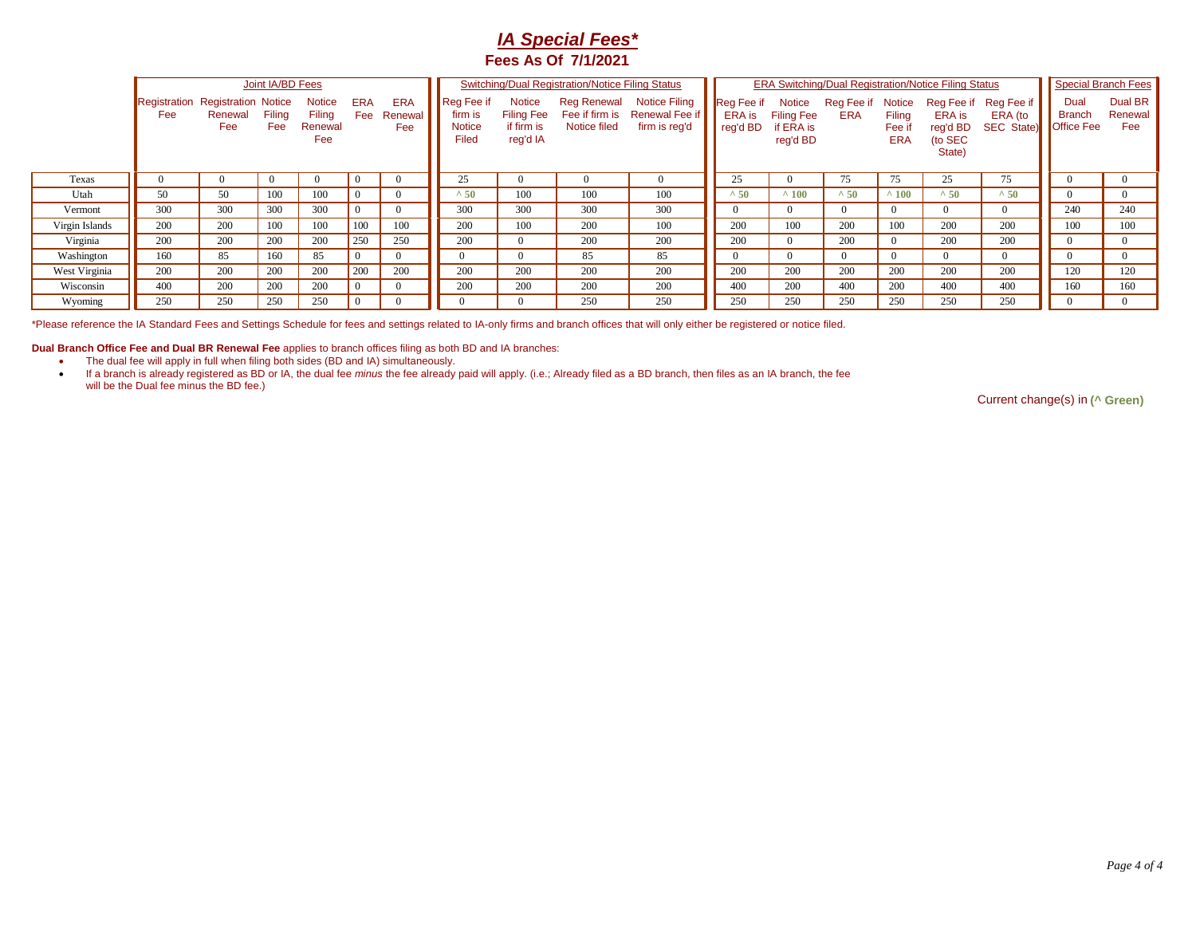# *IA Special Fees**

## Fees As Of 7/1/2021

| | Joint IA/BD Fees | | | | | | Switching/Dual Registration/Notice Filing Status | | | | ERA Switching/Dual Registration/Notice Filing Status | | | | | | Special Branch Fees | |
|---|---|---|---|---|---|---|---|---|---|---|---|---|---|---|---|---|---|---|
| | Registration Fee | Registration Renewal Fee | Notice Filing Fee | Notice Filing Renewal Fee | ERA Fee | ERA Renewal Fee | Reg Fee if firm is Notice Filed | Notice Filing Fee if firm is reg'd IA | Reg Renewal Fee if firm is Notice filed | Notice Filing Renewal Fee if firm is reg'd | Reg Fee if ERA is reg'd BD | Notice Filing Fee if ERA is reg'd BD | Reg Fee if ERA | Notice Filing Fee if ERA | Reg Fee if ERA is reg'd BD (to SEC State) | Reg Fee if ERA (to SEC State) | Dual Branch Office Fee | Dual BR Renewal Fee |
| Texas | 0 | 0 | 0 | 0 | 0 | 0 | 25 | 0 | 0 | 0 | 25 | 0 | 75 | 75 | 25 | 75 | 0 | 0 |
| Utah | 50 | 50 | 100 | 100 | 0 | 0 | ^ 50 | 100 | 100 | 100 | ^ 50 | ^ 100 | ^ 50 | ^ 100 | ^ 50 | ^ 50 | 0 | 0 |
| Vermont | 300 | 300 | 300 | 300 | 0 | 0 | 300 | 300 | 300 | 300 | 0 | 0 | 0 | 0 | 0 | 0 | 240 | 240 |
| Virgin Islands | 200 | 200 | 100 | 100 | 100 | 100 | 200 | 100 | 200 | 100 | 200 | 100 | 200 | 100 | 200 | 200 | 100 | 100 |
| Virginia | 200 | 200 | 200 | 200 | 250 | 250 | 200 | 0 | 200 | 200 | 200 | 0 | 200 | 0 | 200 | 200 | 0 | 0 |
| Washington | 160 | 85 | 160 | 85 | 0 | 0 | 0 | 0 | 85 | 85 | 0 | 0 | 0 | 0 | 0 | 0 | 0 | 0 |
| West Virginia | 200 | 200 | 200 | 200 | 200 | 200 | 200 | 200 | 200 | 200 | 200 | 200 | 200 | 200 | 200 | 200 | 120 | 120 |
| Wisconsin | 400 | 200 | 200 | 200 | 0 | 0 | 200 | 200 | 200 | 200 | 400 | 200 | 400 | 200 | 400 | 400 | 160 | 160 |
| Wyoming | 250 | 250 | 250 | 250 | 0 | 0 | 0 | 0 | 250 | 250 | 250 | 250 | 250 | 250 | 250 | 250 | 0 | 0 |

*Please reference the IA Standard Fees and Settings Schedule for fees and settings related to IA-only firms and branch offices that will only either be registered or notice filed.

**Dual Branch Office Fee and Dual BR Renewal Fee** applies to branch offices filing as both BD and IA branches:

- The dual fee will apply in full when filing both sides (BD and IA) simultaneously.
- If a branch is already registered as BD or IA, the dual fee *minus* the fee already paid will apply. (i.e.; Already filed as a BD branch, then files as an IA branch, the fee will be the Dual fee minus the BD fee.)

Current change(s) in **(^ Green)**